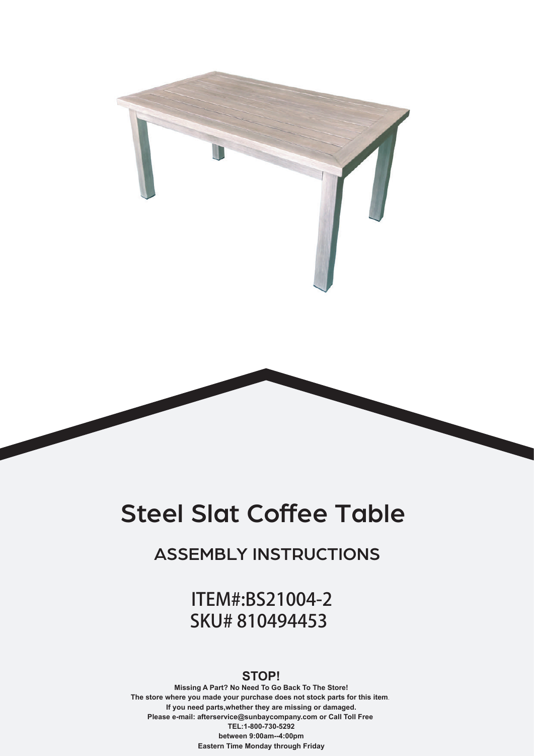# Steel Slat Coffee Table

## ASSEMBLY INSTRUCTIONS

ITEM#:BS21004-2
SKU# 810494453

**STOP!**

**Missing A Part? No Need To Go Back To The Store!**
**The store where you made your purchase does not stock parts for this item.**
**If you need parts,whether they are missing or damaged.**
**Please e-mail: afterservice@sunbaycompany.com or Call Toll Free**
**TEL:1-800-730-5292**
**between 9:00am--4:00pm**
**Eastern Time Monday through Friday**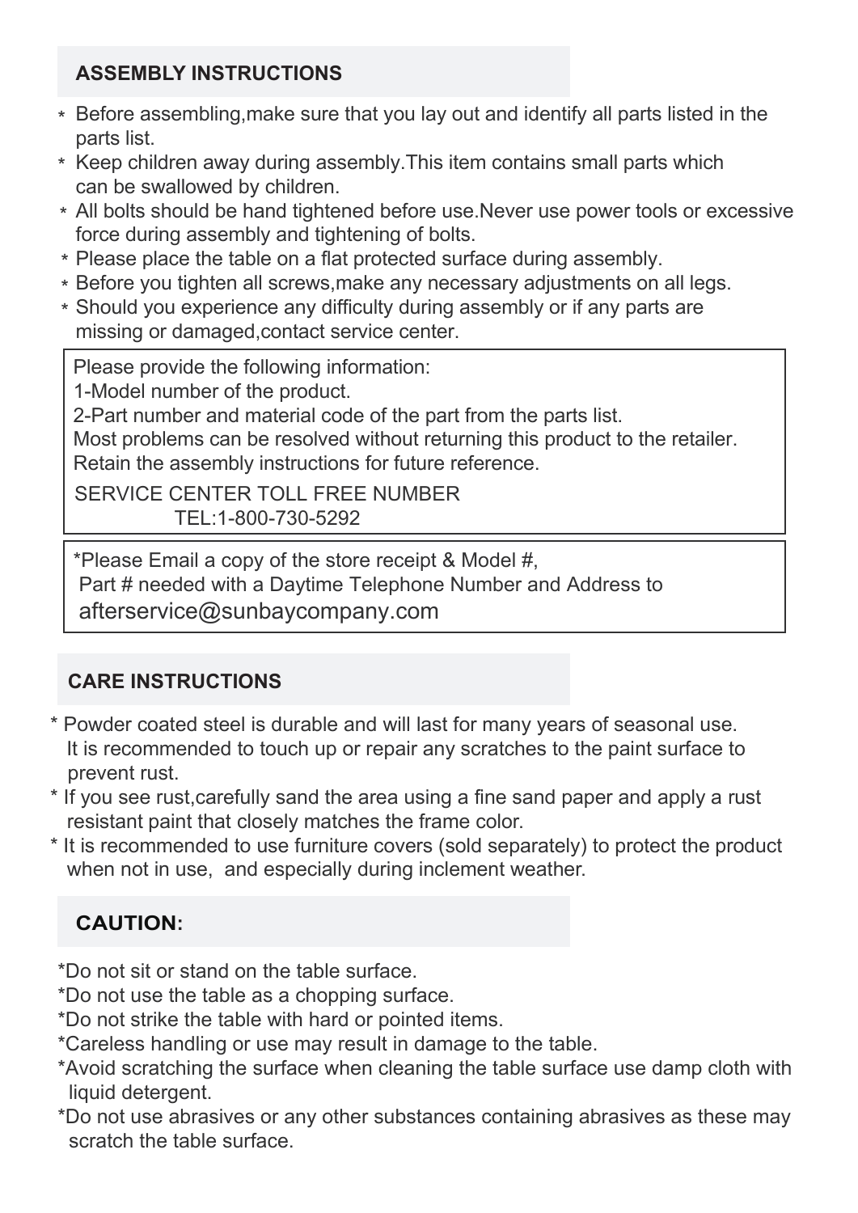## ASSEMBLY INSTRUCTIONS

* Before assembling,make sure that you lay out and identify all parts listed in the parts list.
* Keep children away during assembly.This item contains small parts which can be swallowed by children.
* All bolts should be hand tightened before use.Never use power tools or excessive force during assembly and tightening of bolts.
* Please place the table on a flat protected surface during assembly.
* Before you tighten all screws,make any necessary adjustments on all legs.
* Should you experience any difficulty during assembly or if any parts are missing or damaged,contact service center.

Please provide the following information:
1-Model number of the product.
2-Part number and material code of the part from the parts list.
Most problems can be resolved without returning this product to the retailer.
Retain the assembly instructions for future reference.

SERVICE CENTER TOLL FREE NUMBER
TEL:1-800-730-5292

*Please Email a copy of the store receipt & Model #,
Part # needed with a Daytime Telephone Number and Address to
afterservice@sunbaycompany.com

## CARE INSTRUCTIONS

* Powder coated steel is durable and will last for many years of seasonal use. It is recommended to touch up or repair any scratches to the paint surface to prevent rust.
* If you see rust,carefully sand the area using a fine sand paper and apply a rust resistant paint that closely matches the frame color.
* It is recommended to use furniture covers (sold separately) to protect the product when not in use, and especially during inclement weather.

## CAUTION:

*Do not sit or stand on the table surface.
*Do not use the table as a chopping surface.
*Do not strike the table with hard or pointed items.
*Careless handling or use may result in damage to the table.
*Avoid scratching the surface when cleaning the table surface use damp cloth with liquid detergent.
*Do not use abrasives or any other substances containing abrasives as these may scratch the table surface.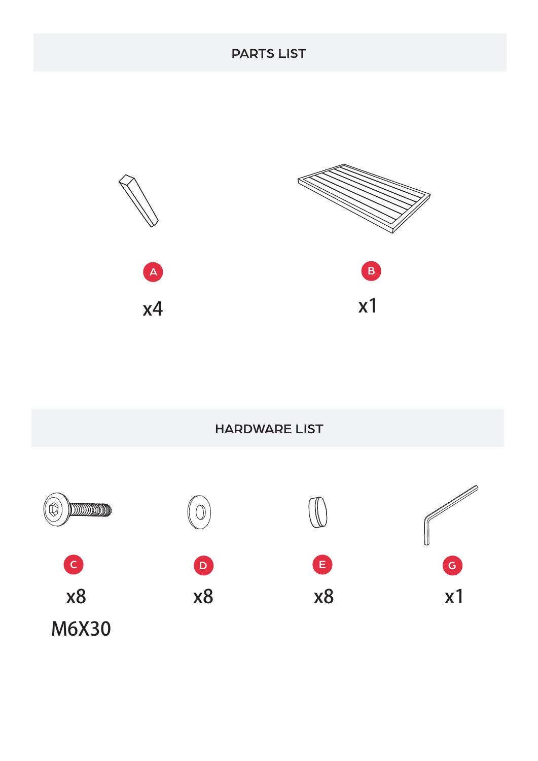## PARTS LIST

A

x4

B

x1

## HARDWARE LIST

C

x8

M6X30

D

x8

E

x8

G

x1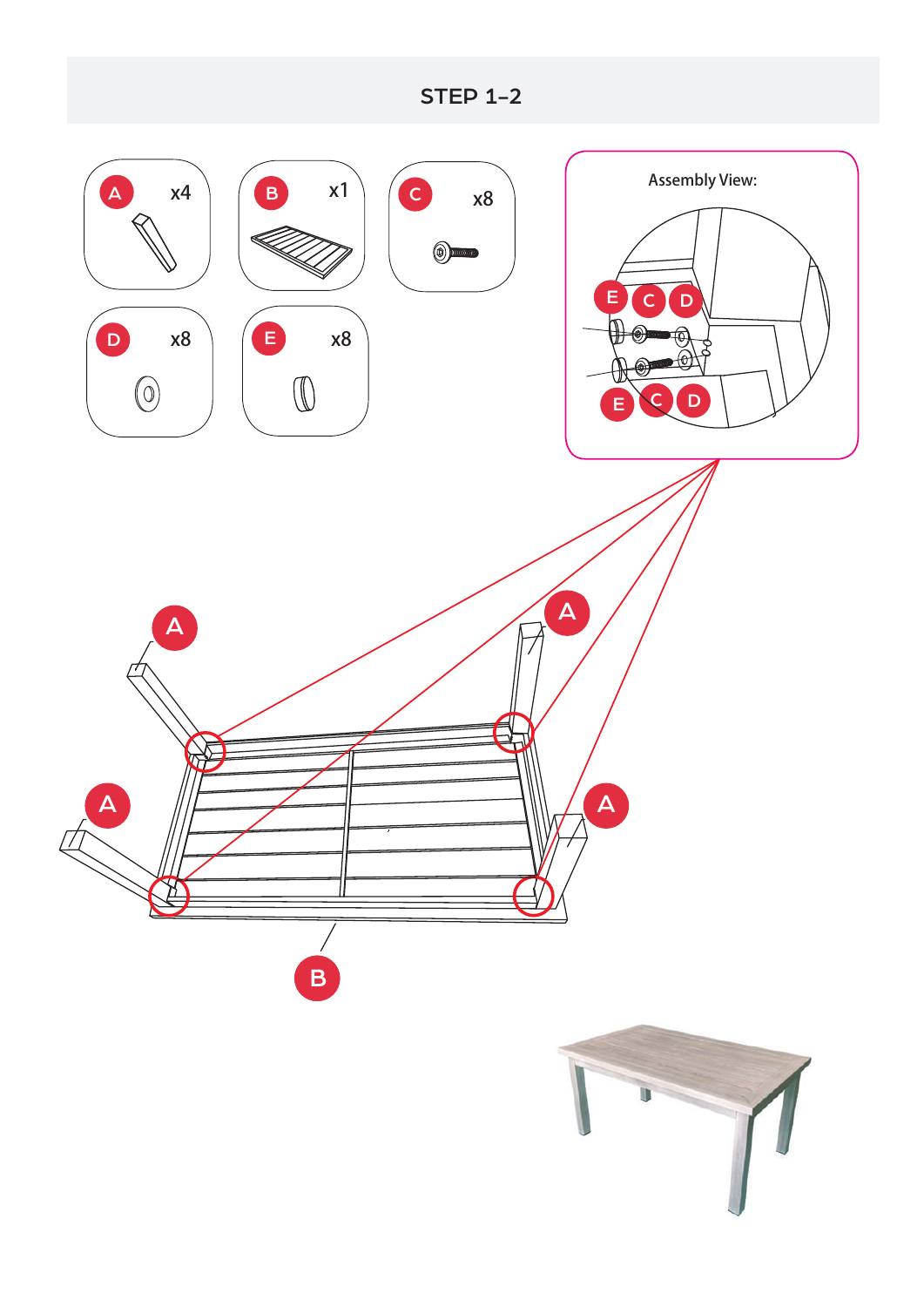## STEP 1-2

A x4

B x1

C x8

D x8

E x8

Assembly View:

E C D

E C D

A

A

A

A

B